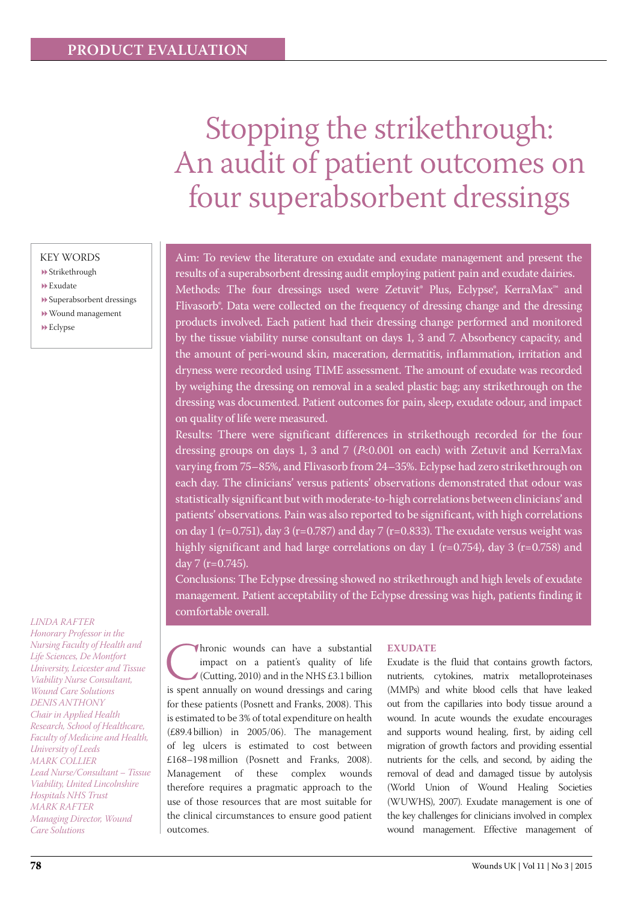PRODUCT EVALUATION

# Stopping the strikethrough: An audit of patient outcomes on four superabsorbent dressings

KEY WORDS

- Strikethrough
- Exudate
- Superabsorbent dressings
- Wound management
- Eclypse

Aim: To review the literature on exudate and exudate management and present the results of a superabsorbent dressing audit employing patient pain and exudate dairies.

Methods: The four dressings used were Zetuvit® Plus, Eclypse®, KerraMax™ and Flivasorb®. Data were collected on the frequency of dressing change and the dressing products involved. Each patient had their dressing change performed and monitored by the tissue viability nurse consultant on days 1, 3 and 7. Absorbency capacity, and the amount of peri-wound skin, maceration, dermatitis, inflammation, irritation and dryness were recorded using TIME assessment. The amount of exudate was recorded by weighing the dressing on removal in a sealed plastic bag; any strikethrough on the dressing was documented. Patient outcomes for pain, sleep, exudate odour, and impact on quality of life were measured.

Results: There were significant differences in strikethough recorded for the four dressing groups on days 1, 3 and 7 ($P<0.001$ on each) with Zetuvit and KerraMax varying from 75–85%, and Flivasorb from 24–35%. Eclypse had zero strikethrough on each day. The clinicians' versus patients' observations demonstrated that odour was statistically significant but with moderate-to-high correlations between clinicians' and patients' observations. Pain was also reported to be significant, with high correlations on day 1 ($r=0.751$), day 3 ($r=0.787$) and day 7 ($r=0.833$). The exudate versus weight was highly significant and had large correlations on day 1 ($r=0.754$), day 3 ($r=0.758$) and day 7 ($r=0.745$).

Conclusions: The Eclypse dressing showed no strikethrough and high levels of exudate management. Patient acceptability of the Eclypse dressing was high, patients finding it comfortable overall.

*LINDA RAFTER*
*Honorary Professor in the Nursing Faculty of Health and Life Sciences, De Montfort University, Leicester and Tissue Viability Nurse Consultant, Wound Care Solutions*
*DENIS ANTHONY*
*Chair in Applied Health Research, School of Healthcare, Faculty of Medicine and Health, University of Leeds*
*MARK COLLIER*
*Lead Nurse/Consultant – Tissue Viability, United Lincolnshire Hospitals NHS Trust*
*MARK RAFTER*
*Managing Director, Wound Care Solutions*

Chronic wounds can have a substantial impact on a patient's quality of life (Cutting, 2010) and in the NHS £3.1 billion is spent annually on wound dressings and caring for these patients (Posnett and Franks, 2008). This is estimated to be 3% of total expenditure on health (£89.4 billion) in 2005/06). The management of leg ulcers is estimated to cost between £168–198 million (Posnett and Franks, 2008). Management of these complex wounds therefore requires a pragmatic approach to the use of those resources that are most suitable for the clinical circumstances to ensure good patient outcomes.

## EXUDATE

Exudate is the fluid that contains growth factors, nutrients, cytokines, matrix metalloproteinases (MMPs) and white blood cells that have leaked out from the capillaries into body tissue around a wound. In acute wounds the exudate encourages and supports wound healing, first, by aiding cell migration of growth factors and providing essential nutrients for the cells, and second, by aiding the removal of dead and damaged tissue by autolysis (World Union of Wound Healing Societies (WUWHS), 2007). Exudate management is one of the key challenges for clinicians involved in complex wound management. Effective management of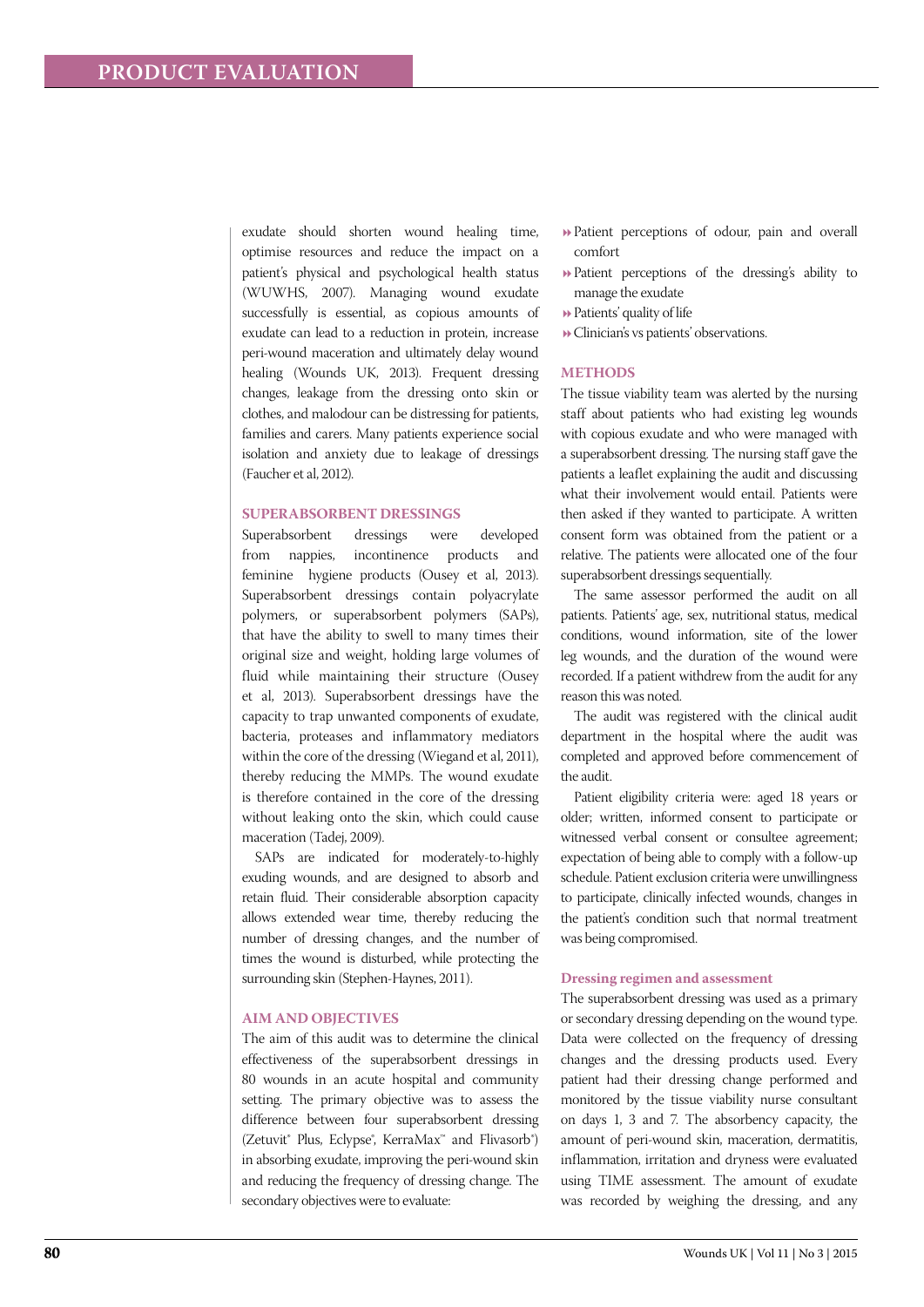exudate should shorten wound healing time, optimise resources and reduce the impact on a patient's physical and psychological health status (WUWHS, 2007). Managing wound exudate successfully is essential, as copious amounts of exudate can lead to a reduction in protein, increase peri-wound maceration and ultimately delay wound healing (Wounds UK, 2013). Frequent dressing changes, leakage from the dressing onto skin or clothes, and malodour can be distressing for patients, families and carers. Many patients experience social isolation and anxiety due to leakage of dressings (Faucher et al, 2012).

## SUPERABSORBENT DRESSINGS

Superabsorbent dressings were developed from nappies, incontinence products and feminine hygiene products (Ousey et al, 2013). Superabsorbent dressings contain polyacrylate polymers, or superabsorbent polymers (SAPs), that have the ability to swell to many times their original size and weight, holding large volumes of fluid while maintaining their structure (Ousey et al, 2013). Superabsorbent dressings have the capacity to trap unwanted components of exudate, bacteria, proteases and inflammatory mediators within the core of the dressing (Wiegand et al, 2011), thereby reducing the MMPs. The wound exudate is therefore contained in the core of the dressing without leaking onto the skin, which could cause maceration (Tadej, 2009).

SAPs are indicated for moderately-to-highly exuding wounds, and are designed to absorb and retain fluid. Their considerable absorption capacity allows extended wear time, thereby reducing the number of dressing changes, and the number of times the wound is disturbed, while protecting the surrounding skin (Stephen-Haynes, 2011).

## AIM AND OBJECTIVES

The aim of this audit was to determine the clinical effectiveness of the superabsorbent dressings in 80 wounds in an acute hospital and community setting. The primary objective was to assess the difference between four superabsorbent dressing (Zetuvit® Plus, Eclypse®, KerraMax™ and Flivasorb®) in absorbing exudate, improving the peri-wound skin and reducing the frequency of dressing change. The secondary objectives were to evaluate:

- Patient perceptions of odour, pain and overall comfort
- Patient perceptions of the dressing's ability to manage the exudate
- Patients' quality of life
- Clinician's vs patients' observations.

## METHODS

The tissue viability team was alerted by the nursing staff about patients who had existing leg wounds with copious exudate and who were managed with a superabsorbent dressing. The nursing staff gave the patients a leaflet explaining the audit and discussing what their involvement would entail. Patients were then asked if they wanted to participate. A written consent form was obtained from the patient or a relative. The patients were allocated one of the four superabsorbent dressings sequentially.

The same assessor performed the audit on all patients. Patients' age, sex, nutritional status, medical conditions, wound information, site of the lower leg wounds, and the duration of the wound were recorded. If a patient withdrew from the audit for any reason this was noted.

The audit was registered with the clinical audit department in the hospital where the audit was completed and approved before commencement of the audit.

Patient eligibility criteria were: aged 18 years or older; written, informed consent to participate or witnessed verbal consent or consultee agreement; expectation of being able to comply with a follow-up schedule. Patient exclusion criteria were unwillingness to participate, clinically infected wounds, changes in the patient's condition such that normal treatment was being compromised.

### Dressing regimen and assessment

The superabsorbent dressing was used as a primary or secondary dressing depending on the wound type. Data were collected on the frequency of dressing changes and the dressing products used. Every patient had their dressing change performed and monitored by the tissue viability nurse consultant on days 1, 3 and 7. The absorbency capacity, the amount of peri-wound skin, maceration, dermatitis, inflammation, irritation and dryness were evaluated using TIME assessment. The amount of exudate was recorded by weighing the dressing, and any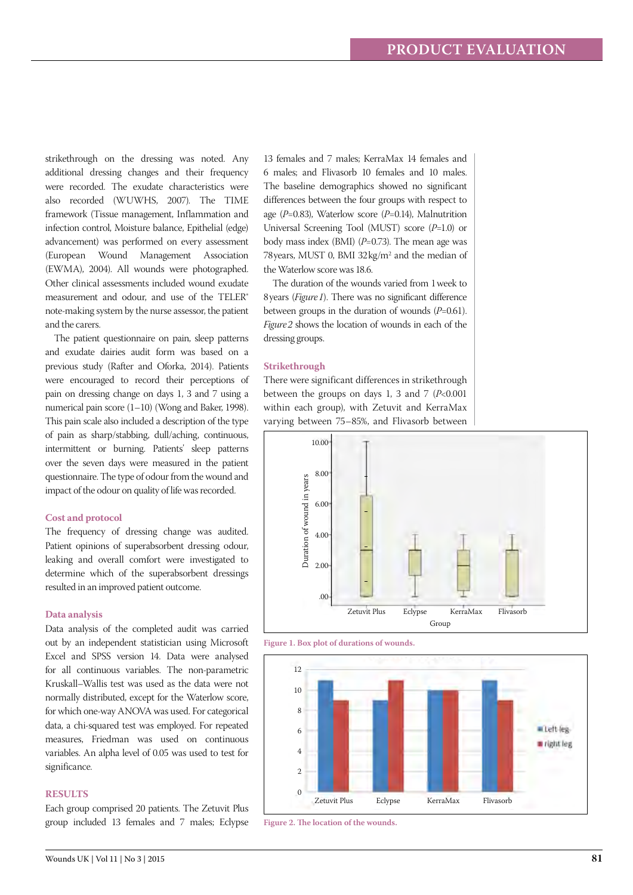strikethrough on the dressing was noted. Any additional dressing changes and their frequency were recorded. The exudate characteristics were also recorded (WUWHS, 2007). The TIME framework (Tissue management, Inflammation and infection control, Moisture balance, Epithelial (edge) advancement) was performed on every assessment (European Wound Management Association (EWMA), 2004). All wounds were photographed. Other clinical assessments included wound exudate measurement and odour, and use of the TELER® note-making system by the nurse assessor, the patient and the carers.

The patient questionnaire on pain, sleep patterns and exudate dairies audit form was based on a previous study (Rafter and Oforka, 2014). Patients were encouraged to record their perceptions of pain on dressing change on days 1, 3 and 7 using a numerical pain score (1–10) (Wong and Baker, 1998). This pain scale also included a description of the type of pain as sharp/stabbing, dull/aching, continuous, intermittent or burning. Patients' sleep patterns over the seven days were measured in the patient questionnaire. The type of odour from the wound and impact of the odour on quality of life was recorded.

### Cost and protocol

The frequency of dressing change was audited. Patient opinions of superabsorbent dressing odour, leaking and overall comfort were investigated to determine which of the superabsorbent dressings resulted in an improved patient outcome.

### Data analysis

Data analysis of the completed audit was carried out by an independent statistician using Microsoft Excel and SPSS version 14. Data were analysed for all continuous variables. The non-parametric Kruskall–Wallis test was used as the data were not normally distributed, except for the Waterlow score, for which one-way ANOVA was used. For categorical data, a chi-squared test was employed. For repeated measures, Friedman was used on continuous variables. An alpha level of 0.05 was used to test for significance.

## RESULTS

Each group comprised 20 patients. The Zetuvit Plus group included 13 females and 7 males; Eclypse 13 females and 7 males; KerraMax 14 females and 6 males; and Flivasorb 10 females and 10 males. The baseline demographics showed no significant differences between the four groups with respect to age ($P$=0.83), Waterlow score ($P$=0.14), Malnutrition Universal Screening Tool (MUST) score ($P$=1.0) or body mass index (BMI) ($P$=0.73). The mean age was 78 years, MUST 0, BMI 32 kg/m$^2$ and the median of the Waterlow score was 18.6.

The duration of the wounds varied from 1 week to 8 years (*Figure 1*). There was no significant difference between groups in the duration of wounds ($P$=0.61). *Figure 2* shows the location of wounds in each of the dressing groups.

### Strikethrough

There were significant differences in strikethrough between the groups on days 1, 3 and 7 ($P$<0.001 within each group), with Zetuvit and KerraMax varying between 75–85%, and Flivasorb between

Figure 1. Box plot of durations of wounds.

Figure 2. The location of the wounds.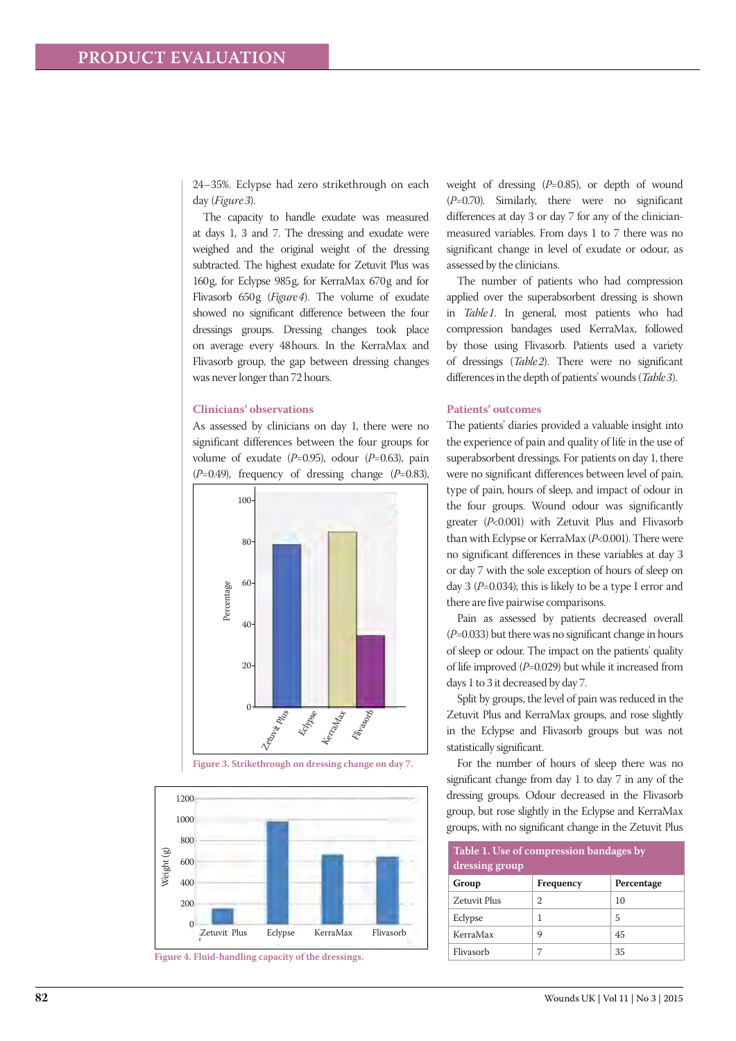24–35%. Eclypse had zero strikethrough on each day (*Figure 3*).

The capacity to handle exudate was measured at days 1, 3 and 7. The dressing and exudate were weighed and the original weight of the dressing subtracted. The highest exudate for Zetuvit Plus was 160g, for Eclypse 985g, for KerraMax 670g and for Flivasorb 650g (*Figure 4*). The volume of exudate showed no significant difference between the four dressings groups. Dressing changes took place on average every 48 hours. In the KerraMax and Flivasorb group, the gap between dressing changes was never longer than 72 hours.

### Clinicians' observations

As assessed by clinicians on day 1, there were no significant differences between the four groups for volume of exudate ($P$=0.95), odour ($P$=0.63), pain ($P$=0.49), frequency of dressing change ($P$=0.83), weight of dressing ($P$=0.85), or depth of wound ($P$=0.70). Similarly, there were no significant differences at day 3 or day 7 for any of the clinician-measured variables. From days 1 to 7 there was no significant change in level of exudate or odour, as assessed by the clinicians.

The number of patients who had compression applied over the superabsorbent dressing is shown in *Table 1*. In general, most patients who had compression bandages used KerraMax, followed by those using Flivasorb. Patients used a variety of dressings (*Table 2*). There were no significant differences in the depth of patients' wounds (*Table 3*).

Figure 3. Strikethrough on dressing change on day 7.

Figure 4. Fluid-handling capacity of the dressings.

### Patients' outcomes

The patients' diaries provided a valuable insight into the experience of pain and quality of life in the use of superabsorbent dressings. For patients on day 1, there were no significant differences between level of pain, type of pain, hours of sleep, and impact of odour in the four groups. Wound odour was significantly greater ($P$<0.001) with Zetuvit Plus and Flivasorb than with Eclypse or KerraMax ($P$<0.001). There were no significant differences in these variables at day 3 or day 7 with the sole exception of hours of sleep on day 3 ($P$=0.034); this is likely to be a type I error and there are five pairwise comparisons.

Pain as assessed by patients decreased overall ($P$=0.033) but there was no significant change in hours of sleep or odour. The impact on the patients' quality of life improved ($P$=0.029) but while it increased from days 1 to 3 it decreased by day 7.

Split by groups, the level of pain was reduced in the Zetuvit Plus and KerraMax groups, and rose slightly in the Eclypse and Flivasorb groups but was not statistically significant.

For the number of hours of sleep there was no significant change from day 1 to day 7 in any of the dressing groups. Odour decreased in the Flivasorb group, but rose slightly in the Eclypse and KerraMax groups, with no significant change in the Zetuvit Plus

**Table 1. Use of compression bandages by dressing group**

| Group | Frequency | Percentage |
|---|---|---|
| Zetuvit Plus | 2 | 10 |
| Eclypse | 1 | 5 |
| KerraMax | 9 | 45 |
| Flivasorb | 7 | 35 |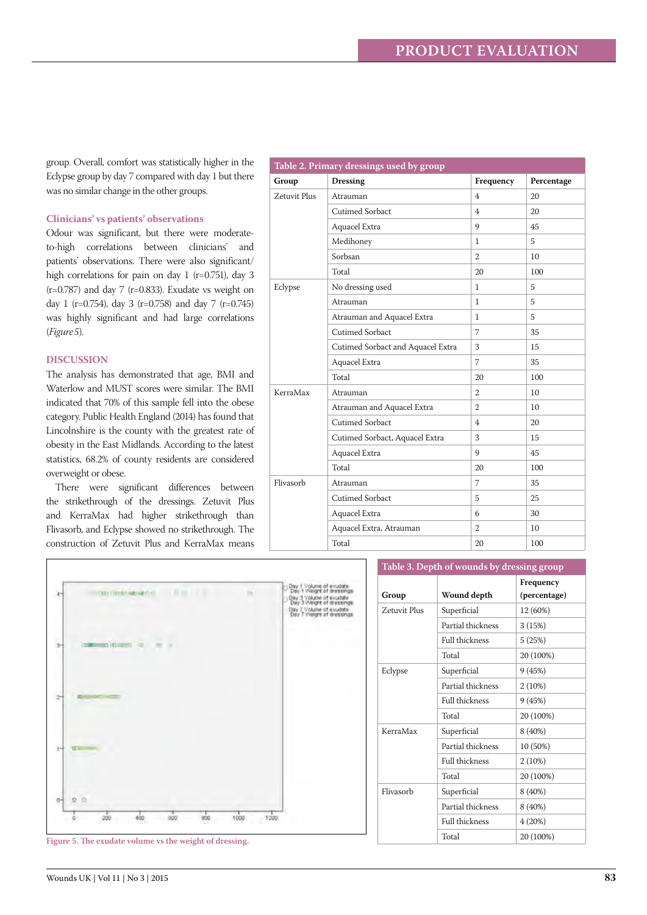group. Overall, comfort was statistically higher in the Eclypse group by day 7 compared with day 1 but there was no similar change in the other groups.

### Clinicians' vs patients' observations

Odour was significant, but there were moderate-to-high correlations between clinicians' and patients' observations. There were also significant/high correlations for pain on day 1 (r=0.751), day 3 (r=0.787) and day 7 (r=0.833). Exudate vs weight on day 1 (r=0.754), day 3 (r=0.758) and day 7 (r=0.745) was highly significant and had large correlations (*Figure 5*).

## DISCUSSION

The analysis has demonstrated that age, BMI and Waterlow and MUST scores were similar. The BMI indicated that 70% of this sample fell into the obese category. Public Health England (2014) has found that Lincolnshire is the county with the greatest rate of obesity in the East Midlands. According to the latest statistics, 68.2% of county residents are considered overweight or obese.

There were significant differences between the strikethrough of the dressings. Zetuvit Plus and KerraMax had higher strikethrough than Flivasorb, and Eclypse showed no strikethrough. The construction of Zetuvit Plus and KerraMax means

**Table 2. Primary dressings used by group**

| Group | Dressing | Frequency | Percentage |
|---|---|---|---|
| Zetuvit Plus | Atrauman | 4 | 20 |
| | Cutimed Sorbact | 4 | 20 |
| | Aquacel Extra | 9 | 45 |
| | Medihoney | 1 | 5 |
| | Sorbsan | 2 | 10 |
| | Total | 20 | 100 |
| Eclypse | No dressing used | 1 | 5 |
| | Atrauman | 1 | 5 |
| | Atrauman and Aquacel Extra | 1 | 5 |
| | Cutimed Sorbact | 7 | 35 |
| | Cutimed Sorbact and Aquacel Extra | 3 | 15 |
| | Aquacel Extra | 7 | 35 |
| | Total | 20 | 100 |
| KerraMax | Atrauman | 2 | 10 |
| | Atrauman and Aquacel Extra | 2 | 10 |
| | Cutimed Sorbact | 4 | 20 |
| | Cutimed Sorbact, Aquacel Extra | 3 | 15 |
| | Aquacel Extra | 9 | 45 |
| | Total | 20 | 100 |
| Flivasorb | Atrauman | 7 | 35 |
| | Cutimed Sorbact | 5 | 25 |
| | Aquacel Extra | 6 | 30 |
| | Aquacel Extra, Atrauman | 2 | 10 |
| | Total | 20 | 100 |

Figure 5. The exudate volume vs the weight of dressing.

**Table 3. Depth of wounds by dressing group**

| Group | Wound depth | Frequency (percentage) |
|---|---|---|
| Zetuvit Plus | Superficial | 12 (60%) |
| | Partial thickness | 3 (15%) |
| | Full thickness | 5 (25%) |
| | Total | 20 (100%) |
| Eclypse | Superficial | 9 (45%) |
| | Partial thickness | 2 (10%) |
| | Full thickness | 9 (45%) |
| | Total | 20 (100%) |
| KerraMax | Superficial | 8 (40%) |
| | Partial thickness | 10 (50%) |
| | Full thickness | 2 (10%) |
| | Total | 20 (100%) |
| Flivasorb | Superficial | 8 (40%) |
| | Partial thickness | 8 (40%) |
| | Full thickness | 4 (20%) |
| | Total | 20 (100%) |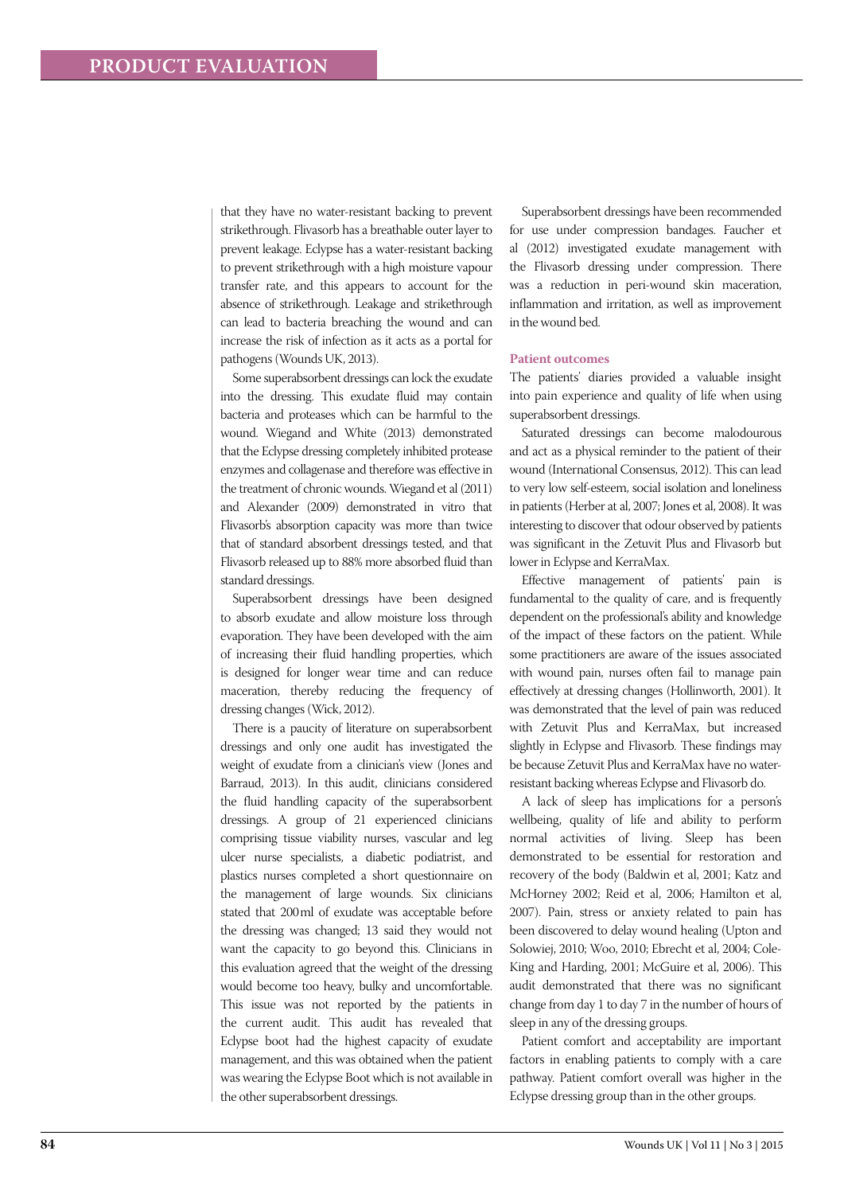that they have no water-resistant backing to prevent strikethrough. Flivasorb has a breathable outer layer to prevent leakage. Eclypse has a water-resistant backing to prevent strikethrough with a high moisture vapour transfer rate, and this appears to account for the absence of strikethrough. Leakage and strikethrough can lead to bacteria breaching the wound and can increase the risk of infection as it acts as a portal for pathogens (Wounds UK, 2013).

Some superabsorbent dressings can lock the exudate into the dressing. This exudate fluid may contain bacteria and proteases which can be harmful to the wound. Wiegand and White (2013) demonstrated that the Eclypse dressing completely inhibited protease enzymes and collagenase and therefore was effective in the treatment of chronic wounds. Wiegand et al (2011) and Alexander (2009) demonstrated in vitro that Flivasorb's absorption capacity was more than twice that of standard absorbent dressings tested, and that Flivasorb released up to 88% more absorbed fluid than standard dressings.

Superabsorbent dressings have been designed to absorb exudate and allow moisture loss through evaporation. They have been developed with the aim of increasing their fluid handling properties, which is designed for longer wear time and can reduce maceration, thereby reducing the frequency of dressing changes (Wick, 2012).

There is a paucity of literature on superabsorbent dressings and only one audit has investigated the weight of exudate from a clinician's view (Jones and Barraud, 2013). In this audit, clinicians considered the fluid handling capacity of the superabsorbent dressings. A group of 21 experienced clinicians comprising tissue viability nurses, vascular and leg ulcer nurse specialists, a diabetic podiatrist, and plastics nurses completed a short questionnaire on the management of large wounds. Six clinicians stated that 200 ml of exudate was acceptable before the dressing was changed; 13 said they would not want the capacity to go beyond this. Clinicians in this evaluation agreed that the weight of the dressing would become too heavy, bulky and uncomfortable. This issue was not reported by the patients in the current audit. This audit has revealed that Eclypse boot had the highest capacity of exudate management, and this was obtained when the patient was wearing the Eclypse Boot which is not available in the other superabsorbent dressings.

Superabsorbent dressings have been recommended for use under compression bandages. Faucher et al (2012) investigated exudate management with the Flivasorb dressing under compression. There was a reduction in peri-wound skin maceration, inflammation and irritation, as well as improvement in the wound bed.

### Patient outcomes

The patients' diaries provided a valuable insight into pain experience and quality of life when using superabsorbent dressings.

Saturated dressings can become malodourous and act as a physical reminder to the patient of their wound (International Consensus, 2012). This can lead to very low self-esteem, social isolation and loneliness in patients (Herber at al, 2007; Jones et al, 2008). It was interesting to discover that odour observed by patients was significant in the Zetuvit Plus and Flivasorb but lower in Eclypse and KerraMax.

Effective management of patients' pain is fundamental to the quality of care, and is frequently dependent on the professional's ability and knowledge of the impact of these factors on the patient. While some practitioners are aware of the issues associated with wound pain, nurses often fail to manage pain effectively at dressing changes (Hollinworth, 2001). It was demonstrated that the level of pain was reduced with Zetuvit Plus and KerraMax, but increased slightly in Eclypse and Flivasorb. These findings may be because Zetuvit Plus and KerraMax have no water-resistant backing whereas Eclypse and Flivasorb do.

A lack of sleep has implications for a person's wellbeing, quality of life and ability to perform normal activities of living. Sleep has been demonstrated to be essential for restoration and recovery of the body (Baldwin et al, 2001; Katz and McHorney 2002; Reid et al, 2006; Hamilton et al, 2007). Pain, stress or anxiety related to pain has been discovered to delay wound healing (Upton and Solowiej, 2010; Woo, 2010; Ebrecht et al, 2004; Cole-King and Harding, 2001; McGuire et al, 2006). This audit demonstrated that there was no significant change from day 1 to day 7 in the number of hours of sleep in any of the dressing groups.

Patient comfort and acceptability are important factors in enabling patients to comply with a care pathway. Patient comfort overall was higher in the Eclypse dressing group than in the other groups.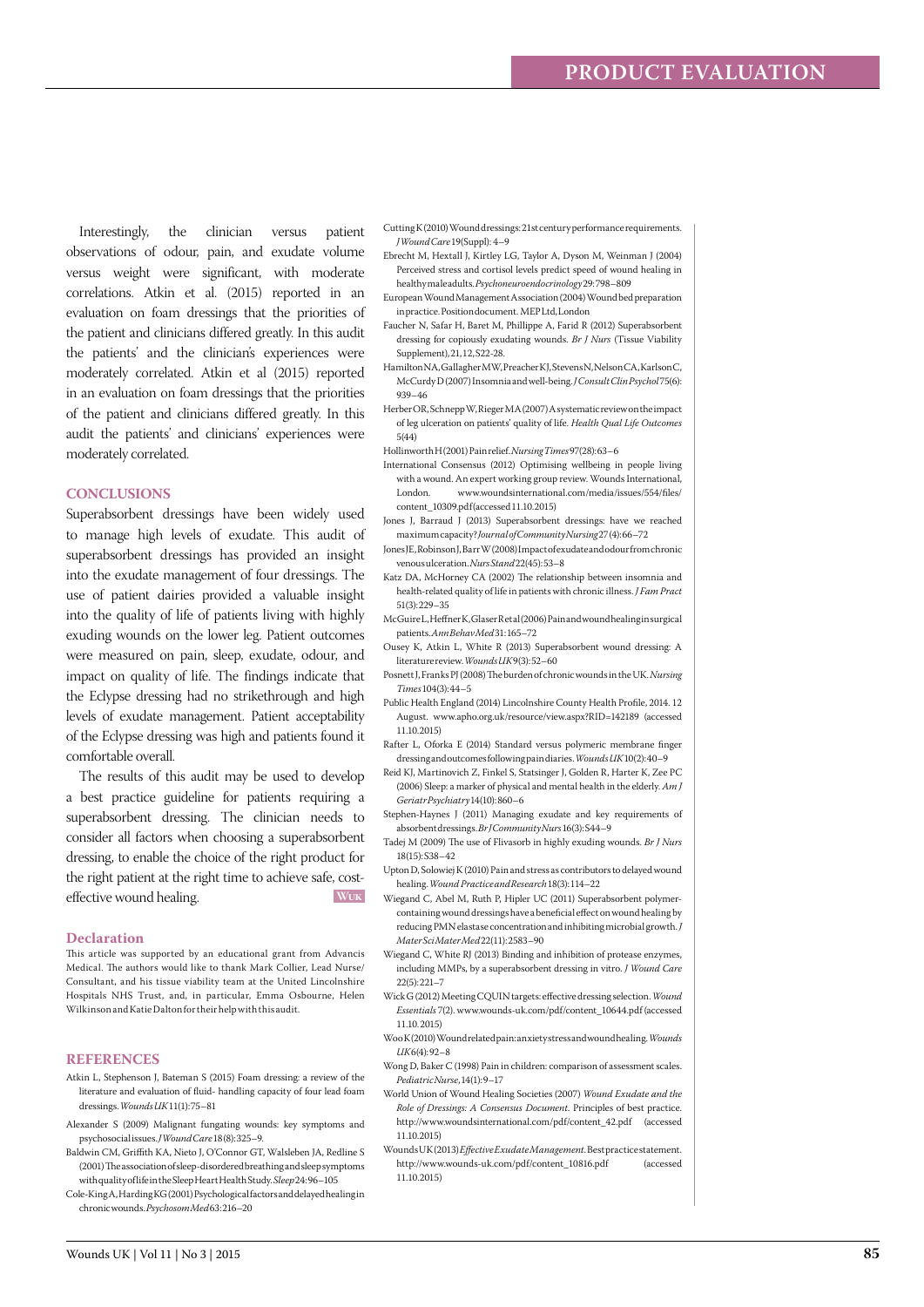Interestingly, the clinician versus patient observations of odour, pain, and exudate volume versus weight were significant, with moderate correlations. Atkin et al. (2015) reported in an evaluation on foam dressings that the priorities of the patient and clinicians differed greatly. In this audit the patients' and the clinician's experiences were moderately correlated. Atkin et al (2015) reported in an evaluation on foam dressings that the priorities of the patient and clinicians differed greatly. In this audit the patients' and clinicians' experiences were moderately correlated.

## CONCLUSIONS

Superabsorbent dressings have been widely used to manage high levels of exudate. This audit of superabsorbent dressings has provided an insight into the exudate management of four dressings. The use of patient dairies provided a valuable insight into the quality of life of patients living with highly exuding wounds on the lower leg. Patient outcomes were measured on pain, sleep, exudate, odour, and impact on quality of life. The findings indicate that the Eclypse dressing had no strikethrough and high levels of exudate management. Patient acceptability of the Eclypse dressing was high and patients found it comfortable overall.

The results of this audit may be used to develop a best practice guideline for patients requiring a superabsorbent dressing. The clinician needs to consider all factors when choosing a superabsorbent dressing, to enable the choice of the right product for the right patient at the right time to achieve safe, cost-effective wound healing. **Wuk**

### Declaration

This article was supported by an educational grant from Advancis Medical. The authors would like to thank Mark Collier, Lead Nurse/Consultant, and his tissue viability team at the United Lincolnshire Hospitals NHS Trust, and, in particular, Emma Osbourne, Helen Wilkinson and Katie Dalton for their help with this audit.

## REFERENCES

Atkin L, Stephenson J, Bateman S (2015) Foam dressing: a review of the literature and evaluation of fluid- handling capacity of four lead foam dressings. *Wounds UK* 11(1):75–81

Alexander S (2009) Malignant fungating wounds: key symptoms and psychosocial issues. *J Wound Care* 18(8):325–9.

Baldwin CM, Griffith KA, Nieto J, O'Connor GT, Walsleben JA, Redline S (2001) The association of sleep-disordered breathing and sleep symptoms with quality of life in the Sleep Heart Health Study. *Sleep* 24:96–105

Cole-King A, Harding KG (2001) Psychological factors and delayed healing in chronic wounds. *Psychosom Med* 63:216–20

Cutting K (2010) Wound dressings: 21st century performance requirements. *J Wound Care* 19(Suppl): 4–9

Ebrecht M, Hextall J, Kirtley LG, Taylor A, Dyson M, Weinman J (2004) Perceived stress and cortisol levels predict speed of wound healing in healthy male adults. *Psychoneuroendocrinology* 29:798–809

European Wound Management Association (2004) Wound bed preparation in practice. Position document. MEP Ltd, London

Faucher N, Safar H, Baret M, Phillippe A, Farid R (2012) Superabsorbent dressing for copiously exudating wounds. *Br J Nurs* (Tissue Viability Supplement), 21,12, S22-28.

Hamilton NA, Gallagher MW, Preacher KJ, Stevens N, Nelson CA, Karlson C, McCurdy D (2007) Insomnia and well-being. *J Consult Clin Psychol* 75(6): 939–46

Herber OR, Schnepp W, Rieger MA (2007) A systematic review on the impact of leg ulceration on patients' quality of life. *Health Qual Life Outcomes* 5(44)

Hollinworth H (2001) Pain relief. *Nursing Times* 97(28):63–6

International Consensus (2012) Optimising wellbeing in people living with a wound. An expert working group review. Wounds International, London. www.woundsinternational.com/media/issues/554/files/content_10309.pdf (accessed 11.10.2015)

Jones J, Barraud J (2013) Superabsorbent dressings: have we reached maximum capacity? *Journal of Community Nursing* 27(4):66–72

Jones JE, Robinson J, Barr W (2008) Impact of exudate and odour from chronic venous ulceration. *Nurs Stand* 22(45):53–8

Katz DA, McHorney CA (2002) The relationship between insomnia and health-related quality of life in patients with chronic illness. *J Fam Pract* 51(3):229–35

McGuire L, Heffner K, Glaser R et al (2006) Pain and wound healing in surgical patients. *Ann Behav Med* 31:165–72

Ousey K, Atkin L, White R (2013) Superabsorbent wound dressing: A literature review. *Wounds UK* 9(3):52–60

Posnett J, Franks PJ (2008) The burden of chronic wounds in the UK. *Nursing Times* 104(3):44–5

Public Health England (2014) Lincolnshire County Health Profile, 2014. 12 August. www.apho.org.uk/resource/view.aspx?RID=142189 (accessed 11.10.2015)

Rafter L, Oforka E (2014) Standard versus polymeric membrane finger dressing and outcomes following pain diaries. *Wounds UK* 10(2):40–9

Reid KJ, Martinovich Z, Finkel S, Statsinger J, Golden R, Harter K, Zee PC (2006) Sleep: a marker of physical and mental health in the elderly. *Am J Geriatr Psychiatry* 14(10):860–6

Stephen-Haynes J (2011) Managing exudate and key requirements of absorbent dressings. *Br J Community Nurs* 16(3):S44–9

Tadej M (2009) The use of Flivasorb in highly exuding wounds. *Br J Nurs* 18(15):S38–42

Upton D, Solowiej K (2010) Pain and stress as contributors to delayed wound healing. *Wound Practice and Research* 18(3):114–22

Wiegand C, Abel M, Ruth P, Hipler UC (2011) Superabsorbent polymer-containing wound dressings have a beneficial effect on wound healing by reducing PMN elastase concentration and inhibiting microbial growth. *J Mater Sci Mater Med* 22(11):2583–90

Wiegand C, White RJ (2013) Binding and inhibition of protease enzymes, including MMPs, by a superabsorbent dressing in vitro. *J Wound Care* 22(5):221–7

Wick G (2012) Meeting CQUIN targets: effective dressing selection. *Wound Essentials* 7(2). www.wounds-uk.com/pdf/content_10644.pdf (accessed 11.10.2015)

Woo K (2010) Wound related pain: anxiety stress and wound healing. *Wounds UK* 6(4):92–8

Wong D, Baker C (1998) Pain in children: comparison of assessment scales. *Pediatric Nurse*, 14(1):9–17

World Union of Wound Healing Societies (2007) *Wound Exudate and the Role of Dressings: A Consensus Document*. Principles of best practice. http://www.woundsinternational.com/pdf/content_42.pdf (accessed 11.10.2015)

Wounds UK (2013) *Effective Exudate Management*. Best practice statement. http://www.wounds-uk.com/pdf/content_10816.pdf (accessed 11.10.2015)